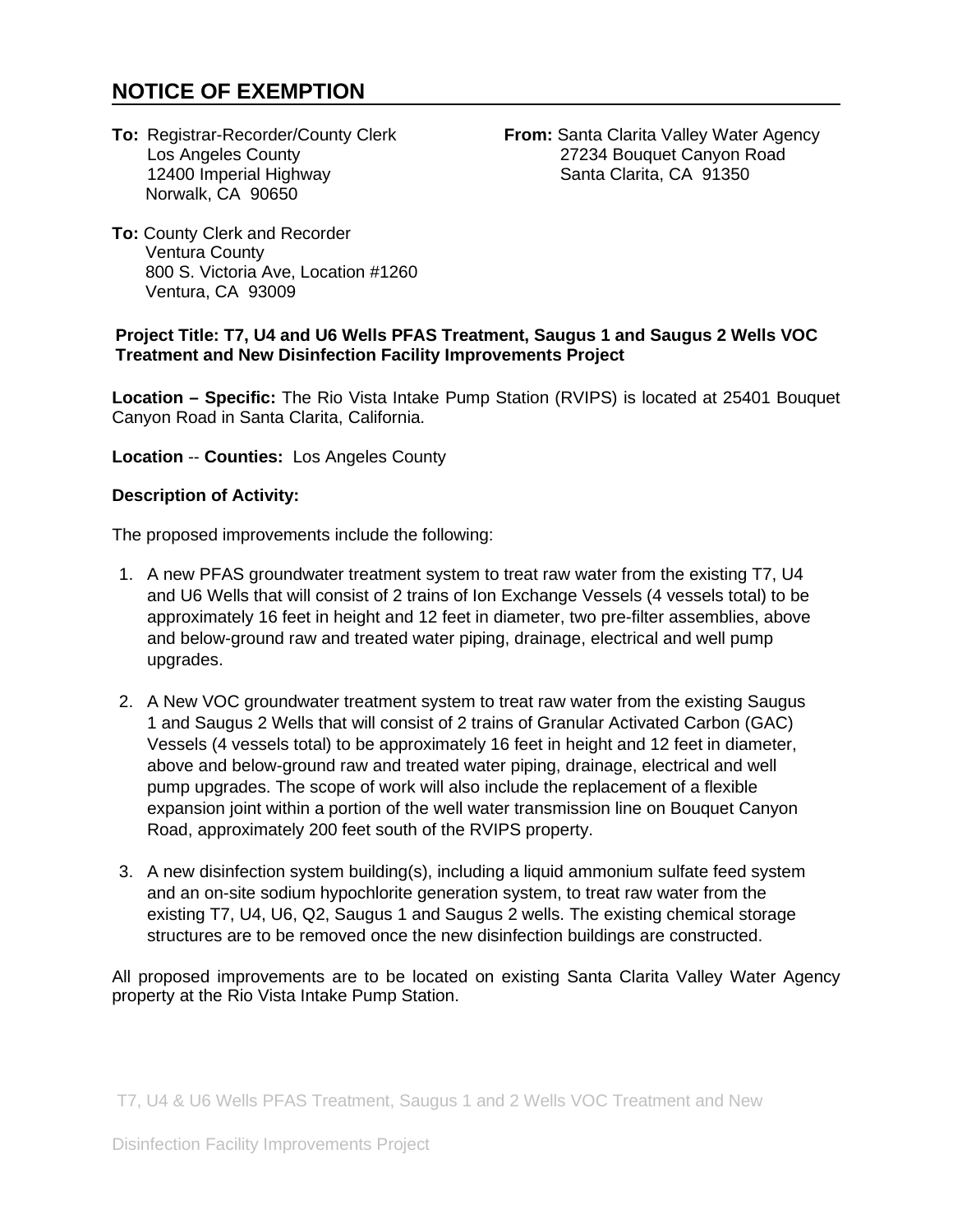# NOTICE OF EXEMPTION

**To:** Registrar-Recorder/County Clerk
Los Angeles County
12400 Imperial Highway
Norwalk, CA 90650

**From:** Santa Clarita Valley Water Agency
27234 Bouquet Canyon Road
Santa Clarita, CA 91350

**To:** County Clerk and Recorder
Ventura County
800 S. Victoria Ave, Location #1260
Ventura, CA 93009

**Project Title: T7, U4 and U6 Wells PFAS Treatment, Saugus 1 and Saugus 2 Wells VOC Treatment and New Disinfection Facility Improvements Project**

**Location – Specific:** The Rio Vista Intake Pump Station (RVIPS) is located at 25401 Bouquet Canyon Road in Santa Clarita, California.

**Location** -- **Counties:** Los Angeles County

**Description of Activity:**

The proposed improvements include the following:

1. A new PFAS groundwater treatment system to treat raw water from the existing T7, U4 and U6 Wells that will consist of 2 trains of Ion Exchange Vessels (4 vessels total) to be approximately 16 feet in height and 12 feet in diameter, two pre-filter assemblies, above and below-ground raw and treated water piping, drainage, electrical and well pump upgrades.

2. A New VOC groundwater treatment system to treat raw water from the existing Saugus 1 and Saugus 2 Wells that will consist of 2 trains of Granular Activated Carbon (GAC) Vessels (4 vessels total) to be approximately 16 feet in height and 12 feet in diameter, above and below-ground raw and treated water piping, drainage, electrical and well pump upgrades. The scope of work will also include the replacement of a flexible expansion joint within a portion of the well water transmission line on Bouquet Canyon Road, approximately 200 feet south of the RVIPS property.

3. A new disinfection system building(s), including a liquid ammonium sulfate feed system and an on-site sodium hypochlorite generation system, to treat raw water from the existing T7, U4, U6, Q2, Saugus 1 and Saugus 2 wells. The existing chemical storage structures are to be removed once the new disinfection buildings are constructed.

All proposed improvements are to be located on existing Santa Clarita Valley Water Agency property at the Rio Vista Intake Pump Station.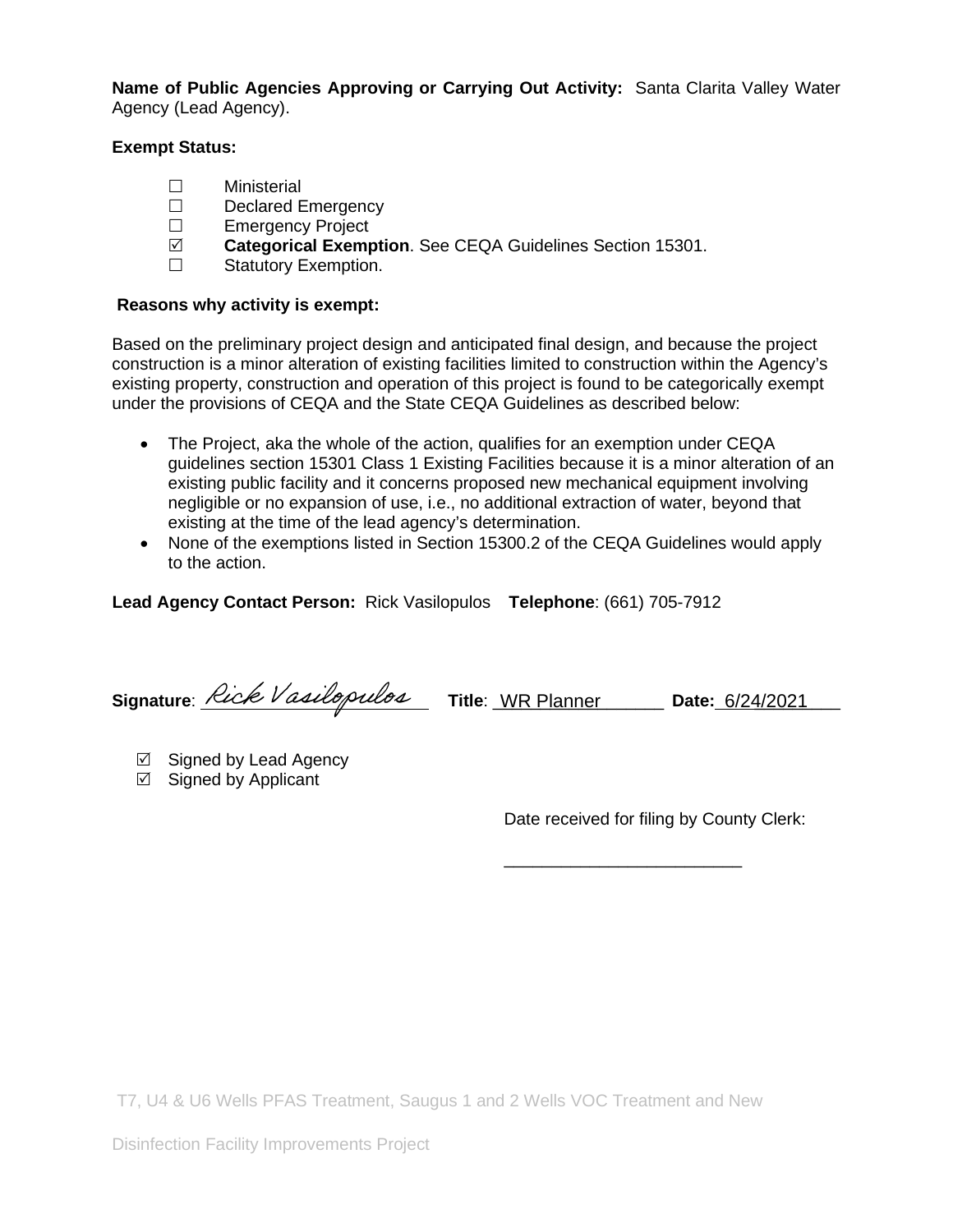**Name of Public Agencies Approving or Carrying Out Activity:** Santa Clarita Valley Water Agency (Lead Agency).

**Exempt Status:**

- ☐ Ministerial
- ☐ Declared Emergency
- ☐ Emergency Project
- ☑ **Categorical Exemption**. See CEQA Guidelines Section 15301.
- ☐ Statutory Exemption.

**Reasons why activity is exempt:**

Based on the preliminary project design and anticipated final design, and because the project construction is a minor alteration of existing facilities limited to construction within the Agency's existing property, construction and operation of this project is found to be categorically exempt under the provisions of CEQA and the State CEQA Guidelines as described below:

- The Project, aka the whole of the action, qualifies for an exemption under CEQA guidelines section 15301 Class 1 Existing Facilities because it is a minor alteration of an existing public facility and it concerns proposed new mechanical equipment involving negligible or no expansion of use, i.e., no additional extraction of water, beyond that existing at the time of the lead agency's determination.
- None of the exemptions listed in Section 15300.2 of the CEQA Guidelines would apply to the action.

**Lead Agency Contact Person:** Rick Vasilopulos **Telephone**: (661) 705-7912

**Signature**: Rick Vasilopulos **Title**: WR Planner **Date:** 6/24/2021

- ☑ Signed by Lead Agency
- ☑ Signed by Applicant

Date received for filing by County Clerk:

\_\_\_\_\_\_\_\_\_\_\_\_\_\_\_\_\_\_\_\_\_\_\_\_\_

T7, U4 & U6 Wells PFAS Treatment, Saugus 1 and 2 Wells VOC Treatment and New Disinfection Facility Improvements Project